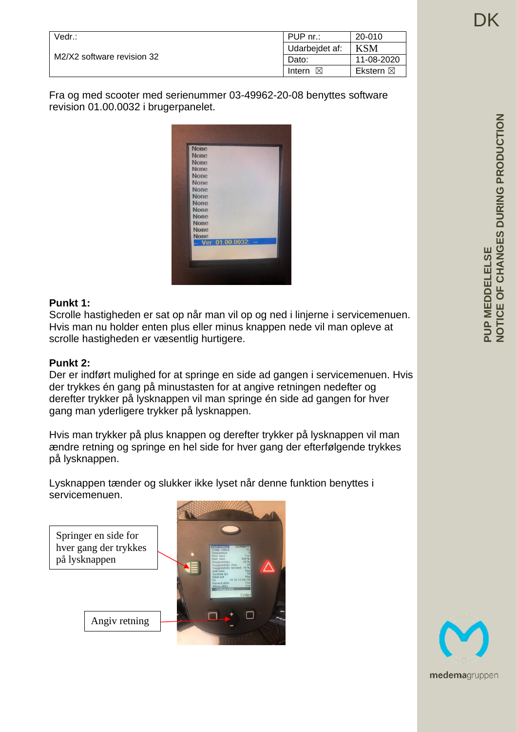DK

| Vedr.: M2/X2 software revision 32 | PUP nr.: | 20-010 |
|---|---|---|
| | Udarbejdet af: | KSM |
| | Dato: | 11-08-2020 |
| | Intern ☒ | Ekstern ☒ |

Fra og med scooter med serienummer 03-49962-20-08 benyttes software revision 01.00.0032 i brugerpanelet.

**Punkt 1:**
Scrolle hastigheden er sat op når man vil op og ned i linjerne i servicemenuen. Hvis man nu holder enten plus eller minus knappen nede vil man opleve at scrolle hastigheden er væsentlig hurtigere.

**Punkt 2:**
Der er indført mulighed for at springe en side ad gangen i servicemenuen. Hvis der trykkes én gang på minustasten for at angive retningen nedefter og derefter trykker på lysknappen vil man springe én side ad gangen for hver gang man yderligere trykker på lysknappen.

Hvis man trykker på plus knappen og derefter trykker på lysknappen vil man ændre retning og springe en hel side for hver gang der efterfølgende trykkes på lysknappen.

Lysknappen tænder og slukker ikke lyset når denne funktion benyttes i servicemenuen.

Springer en side for hver gang der trykkes på lysknappen

Angiv retning

PUP MEDDELELSE
NOTICE OF CHANGES DURING PRODUCTION

medemagruppen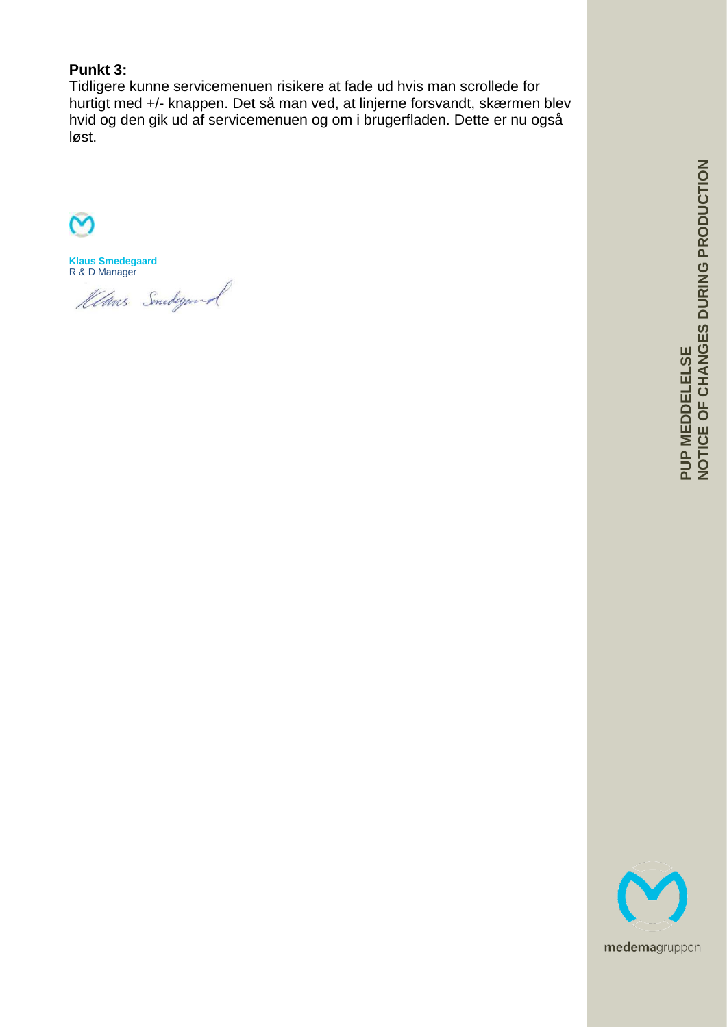**Punkt 3:**
Tidligere kunne servicemenuen risikere at fade ud hvis man scrollede for hurtigt med +/- knappen. Det så man ved, at linjerne forsvandt, skærmen blev hvid og den gik ud af servicemenuen og om i brugerfladen. Dette er nu også løst.

**Klaus Smedegaard**
R & D Manager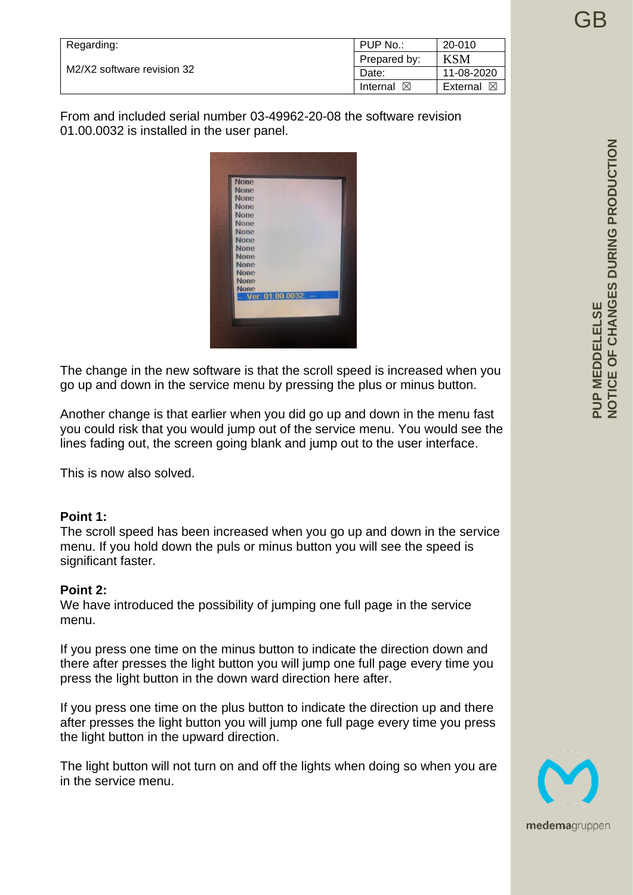| Regarding: | PUP No.: | 20-010 |
|---|---|---|
| M2/X2 software revision 32 | Prepared by: | KSM |
| | Date: | 11-08-2020 |
| | Internal ☒ | External ☒ |

From and included serial number 03-49962-20-08 the software revision 01.00.0032 is installed in the user panel.

The change in the new software is that the scroll speed is increased when you go up and down in the service menu by pressing the plus or minus button.

Another change is that earlier when you did go up and down in the menu fast you could risk that you would jump out of the service menu. You would see the lines fading out, the screen going blank and jump out to the user interface.

This is now also solved.

**Point 1:**
The scroll speed has been increased when you go up and down in the service menu. If you hold down the puls or minus button you will see the speed is significant faster.

**Point 2:**
We have introduced the possibility of jumping one full page in the service menu.

If you press one time on the minus button to indicate the direction down and there after presses the light button you will jump one full page every time you press the light button in the down ward direction here after.

If you press one time on the plus button to indicate the direction up and there after presses the light button you will jump one full page every time you press the light button in the upward direction.

The light button will not turn on and off the lights when doing so when you are in the service menu.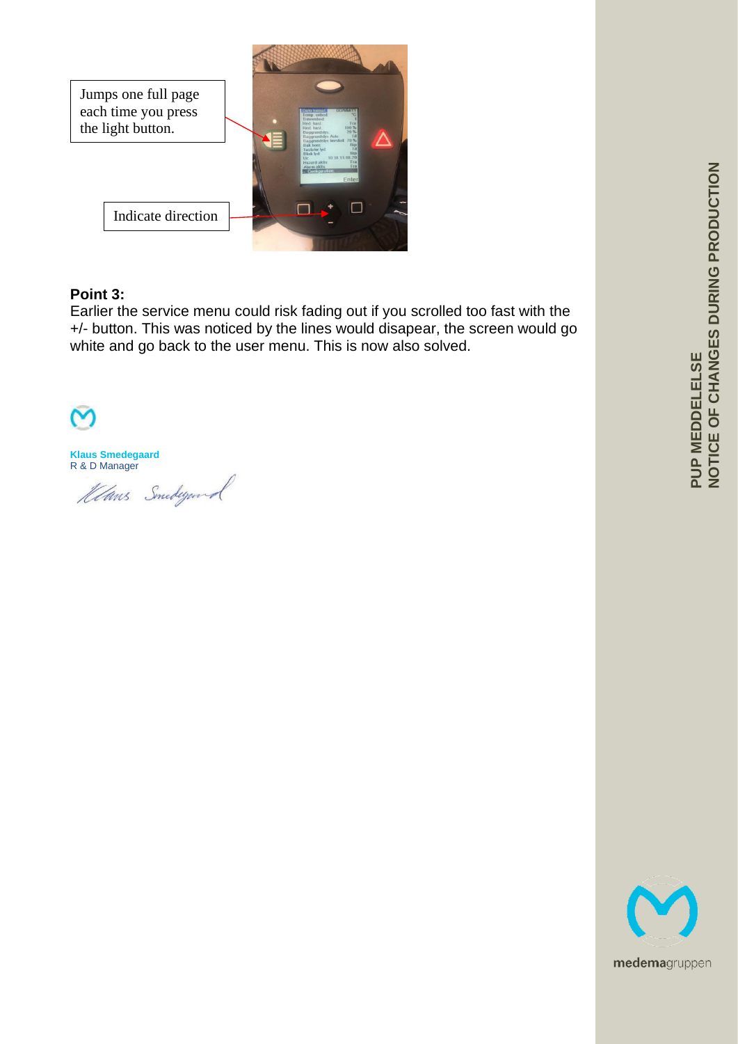Jumps one full page each time you press the light button.

Indicate direction

**Point 3:**
Earlier the service menu could risk fading out if you scrolled too fast with the +/- button. This was noticed by the lines would disapear, the screen would go white and go back to the user menu. This is now also solved.

**Klaus Smedegaard**
R & D Manager

*Klaus Smedegaard*